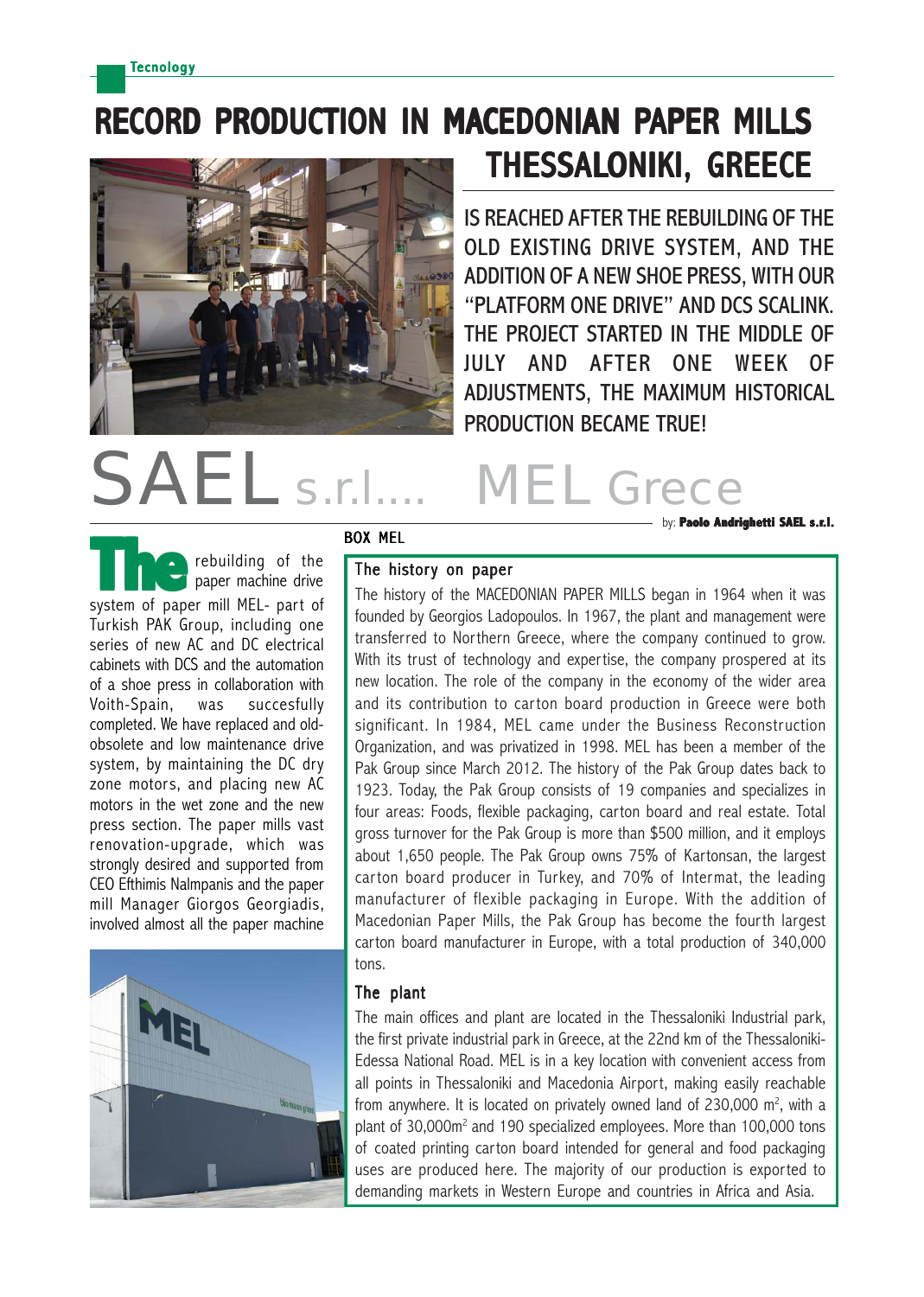Tecnology

# RECORD PRODUCTION IN MACEDONIAN PAPER MILLS THESSALONIKI, GREECE

IS REACHED AFTER THE REBUILDING OF THE OLD EXISTING DRIVE SYSTEM, AND THE ADDITION OF A NEW SHOE PRESS, WITH OUR "PLATFORM ONE DRIVE" AND DCS SCALINK. THE PROJECT STARTED IN THE MIDDLE OF JULY AND AFTER ONE WEEK OF ADJUSTMENTS, THE MAXIMUM HISTORICAL PRODUCTION BECAME TRUE!

## SAEL s.r.l.... MEL Grece

by: **Paolo Andrighetti SAEL s.r.l.**

The rebuilding of the paper machine drive system of paper mill MEL- part of Turkish PAK Group, including one series of new AC and DC electrical cabinets with DCS and the automation of a shoe press in collaboration with Voith-Spain, was succesfully completed. We have replaced and old-obsolete and low maintenance drive system, by maintaining the DC dry zone motors, and placing new AC motors in the wet zone and the new press section. The paper mills vast renovation-upgrade, which was strongly desired and supported from CEO Efthimis Nalmpanis and the paper mill Manager Giorgos Georgiadis, involved almost all the paper machine

### BOX MEL

#### The history on paper

The history of the MACEDONIAN PAPER MILLS began in 1964 when it was founded by Georgios Ladopoulos. In 1967, the plant and management were transferred to Northern Greece, where the company continued to grow. With its trust of technology and expertise, the company prospered at its new location. The role of the company in the economy of the wider area and its contribution to carton board production in Greece were both significant. In 1984, MEL came under the Business Reconstruction Organization, and was privatized in 1998. MEL has been a member of the Pak Group since March 2012. The history of the Pak Group dates back to 1923. Today, the Pak Group consists of 19 companies and specializes in four areas: Foods, flexible packaging, carton board and real estate. Total gross turnover for the Pak Group is more than $500 million, and it employs about 1,650 people. The Pak Group owns 75% of Kartonsan, the largest carton board producer in Turkey, and 70% of Intermat, the leading manufacturer of flexible packaging in Europe. With the addition of Macedonian Paper Mills, the Pak Group has become the fourth largest carton board manufacturer in Europe, with a total production of 340,000 tons.

#### The plant

The main offices and plant are located in the Thessaloniki Industrial park, the first private industrial park in Greece, at the 22nd km of the Thessaloniki-Edessa National Road. MEL is in a key location with convenient access from all points in Thessaloniki and Macedonia Airport, making easily reachable from anywhere. It is located on privately owned land of 230,000 m$^2$, with a plant of 30,000m$^2$ and 190 specialized employees. More than 100,000 tons of coated printing carton board intended for general and food packaging uses are produced here. The majority of our production is exported to demanding markets in Western Europe and countries in Africa and Asia.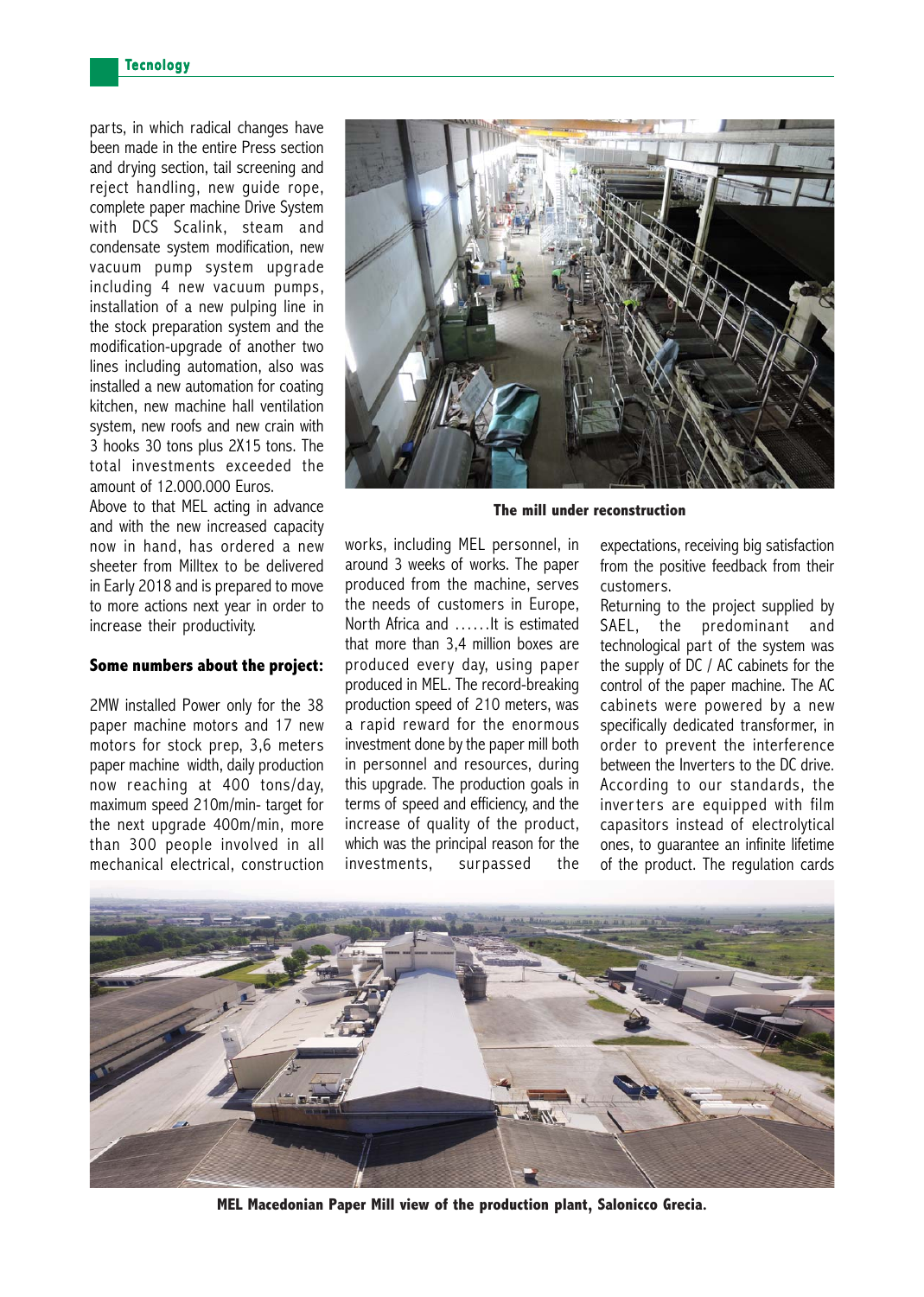parts, in which radical changes have been made in the entire Press section and drying section, tail screening and reject handling, new guide rope, complete paper machine Drive System with DCS Scalink, steam and condensate system modification, new vacuum pump system upgrade including 4 new vacuum pumps, installation of a new pulping line in the stock preparation system and the modification-upgrade of another two lines including automation, also was installed a new automation for coating kitchen, new machine hall ventilation system, new roofs and new crain with 3 hooks 30 tons plus 2X15 tons. The total investments exceeded the amount of 12.000.000 Euros.

Above to that MEL acting in advance and with the new increased capacity now in hand, has ordered a new sheeter from Milltex to be delivered in Early 2018 and is prepared to move to more actions next year in order to increase their productivity.

**The mill under reconstruction**

### Some numbers about the project:

2MW installed Power only for the 38 paper machine motors and 17 new motors for stock prep, 3,6 meters paper machine width, daily production now reaching at 400 tons/day, maximum speed 210m/min- target for the next upgrade 400m/min, more than 300 people involved in all mechanical electrical, construction works, including MEL personnel, in around 3 weeks of works. The paper produced from the machine, serves the needs of customers in Europe, North Africa and ……It is estimated that more than 3,4 million boxes are produced every day, using paper produced in MEL. The record-breaking production speed of 210 meters, was a rapid reward for the enormous investment done by the paper mill both in personnel and resources, during this upgrade. The production goals in terms of speed and efficiency, and the increase of quality of the product, which was the principal reason for the investments, surpassed the expectations, receiving big satisfaction from the positive feedback from their customers.

Returning to the project supplied by SAEL, the predominant and technological part of the system was the supply of DC / AC cabinets for the control of the paper machine. The AC cabinets were powered by a new specifically dedicated transformer, in order to prevent the interference between the Inverters to the DC drive. According to our standards, the inverters are equipped with film capasitors instead of electrolytical ones, to guarantee an infinite lifetime of the product. The regulation cards

**MEL Macedonian Paper Mill view of the production plant, Salonicco Grecia.**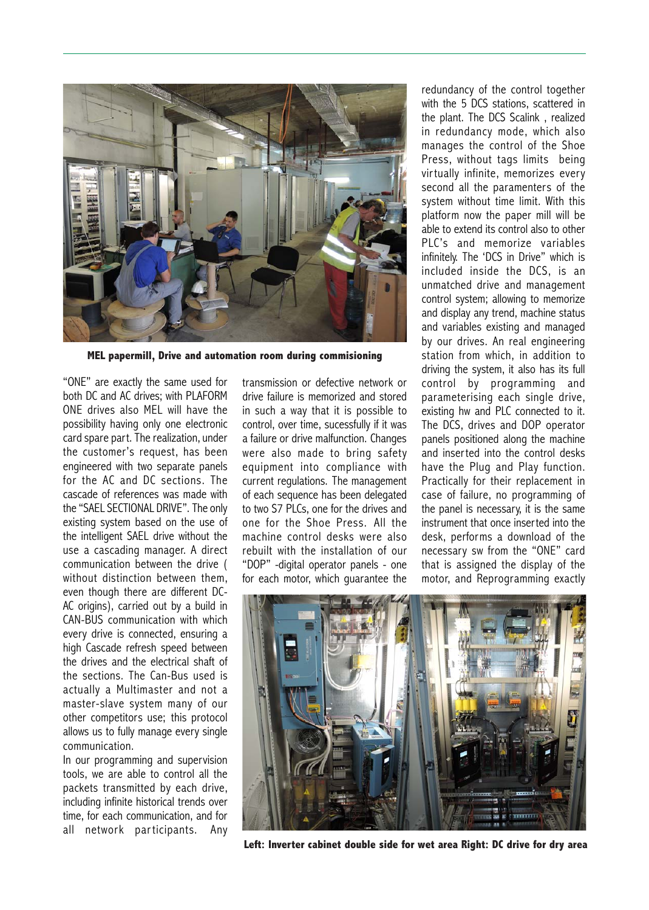**MEL papermill, Drive and automation room during commisioning**

"ONE" are exactly the same used for both DC and AC drives; with PLAFORM ONE drives also MEL will have the possibility having only one electronic card spare part. The realization, under the customer's request, has been engineered with two separate panels for the AC and DC sections. The cascade of references was made with the "SAEL SECTIONAL DRIVE". The only existing system based on the use of the intelligent SAEL drive without the use a cascading manager. A direct communication between the drive ( without distinction between them, even though there are different DC-AC origins), carried out by a build in CAN-BUS communication with which every drive is connected, ensuring a high Cascade refresh speed between the drives and the electrical shaft of the sections. The Can-Bus used is actually a Multimaster and not a master-slave system many of our other competitors use; this protocol allows us to fully manage every single communication.

In our programming and supervision tools, we are able to control all the packets transmitted by each drive, including infinite historical trends over time, for each communication, and for all network participants. Any transmission or defective network or drive failure is memorized and stored in such a way that it is possible to control, over time, sucessfully if it was a failure or drive malfunction. Changes were also made to bring safety equipment into compliance with current regulations. The management of each sequence has been delegated to two S7 PLCs, one for the drives and one for the Shoe Press. All the machine control desks were also rebuilt with the installation of our "DOP" -digital operator panels - one for each motor, which guarantee the redundancy of the control together with the 5 DCS stations, scattered in the plant. The DCS Scalink , realized in redundancy mode, which also manages the control of the Shoe Press, without tags limits being virtually infinite, memorizes every second all the paramenters of the system without time limit. With this platform now the paper mill will be able to extend its control also to other PLC's and memorize variables infinitely. The 'DCS in Drive" which is included inside the DCS, is an unmatched drive and management control system; allowing to memorize and display any trend, machine status and variables existing and managed by our drives. An real engineering station from which, in addition to driving the system, it also has its full control by programming and parameterising each single drive, existing hw and PLC connected to it. The DCS, drives and DOP operator panels positioned along the machine and inserted into the control desks have the Plug and Play function. Practically for their replacement in case of failure, no programming of the panel is necessary, it is the same instrument that once inserted into the desk, performs a download of the necessary sw from the "ONE" card that is assigned the display of the motor, and Reprogramming exactly

**Left: Inverter cabinet double side for wet area Right: DC drive for dry area**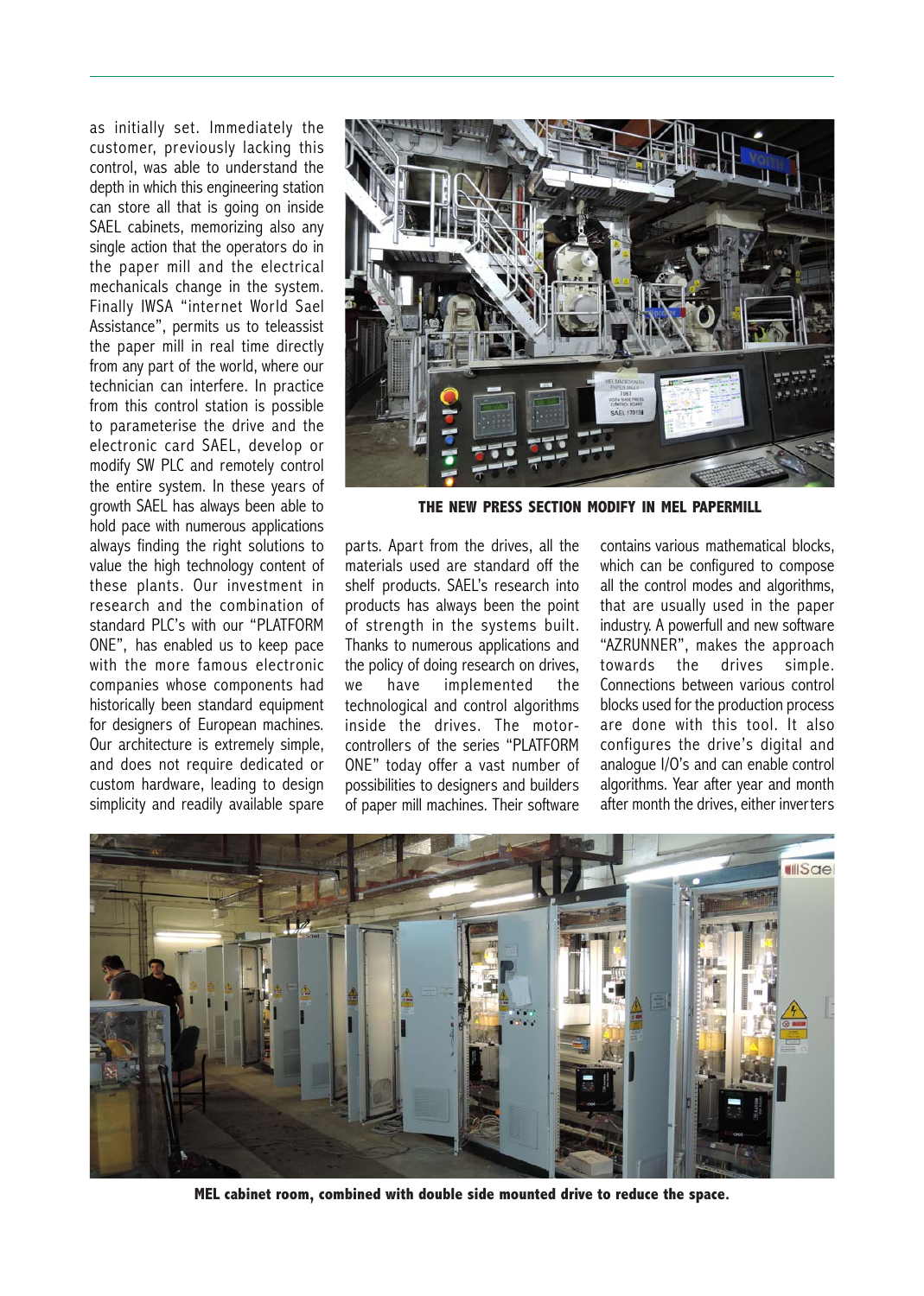as initially set. Immediately the customer, previously lacking this control, was able to understand the depth in which this engineering station can store all that is going on inside SAEL cabinets, memorizing also any single action that the operators do in the paper mill and the electrical mechanicals change in the system. Finally IWSA "internet World Sael Assistance", permits us to teleassist the paper mill in real time directly from any part of the world, where our technician can interfere. In practice from this control station is possible to parameterise the drive and the electronic card SAEL, develop or modify SW PLC and remotely control the entire system. In these years of growth SAEL has always been able to hold pace with numerous applications always finding the right solutions to value the high technology content of these plants. Our investment in research and the combination of standard PLC's with our "PLATFORM ONE", has enabled us to keep pace with the more famous electronic companies whose components had historically been standard equipment for designers of European machines. Our architecture is extremely simple, and does not require dedicated or custom hardware, leading to design simplicity and readily available spare parts. Apart from the drives, all the materials used are standard off the shelf products. SAEL's research into products has always been the point of strength in the systems built. Thanks to numerous applications and the policy of doing research on drives, we have implemented the technological and control algorithms inside the drives. The motor-controllers of the series "PLATFORM ONE" today offer a vast number of possibilities to designers and builders of paper mill machines. Their software contains various mathematical blocks, which can be configured to compose all the control modes and algorithms, that are usually used in the paper industry. A powerfull and new software "AZRUNNER", makes the approach towards the drives simple. Connections between various control blocks used for the production process are done with this tool. It also configures the drive's digital and analogue I/O's and can enable control algorithms. Year after year and month after month the drives, either inverters

**THE NEW PRESS SECTION MODIFY IN MEL PAPERMILL**

**MEL cabinet room, combined with double side mounted drive to reduce the space.**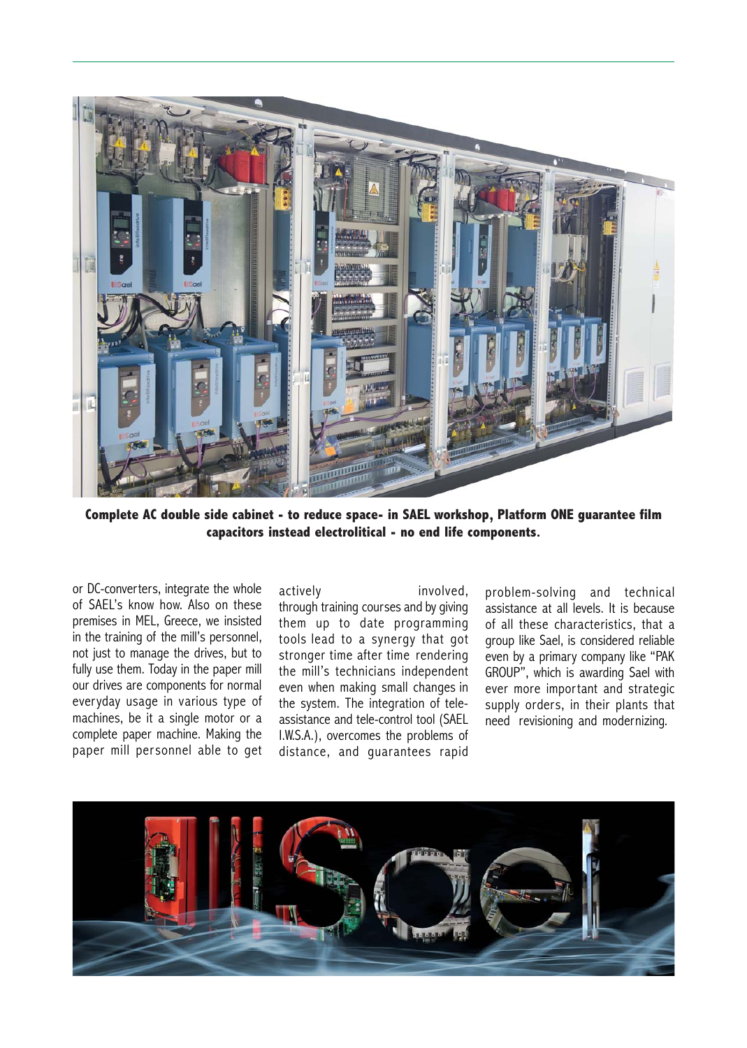**Complete AC double side cabinet - to reduce space- in SAEL workshop, Platform ONE guarantee film capacitors instead electrolitical - no end life components.**

or DC-converters, integrate the whole of SAEL's know how. Also on these premises in MEL, Greece, we insisted in the training of the mill's personnel, not just to manage the drives, but to fully use them. Today in the paper mill our drives are components for normal everyday usage in various type of machines, be it a single motor or a complete paper machine. Making the paper mill personnel able to get actively involved, through training courses and by giving them up to date programming tools lead to a synergy that got stronger time after time rendering the mill's technicians independent even when making small changes in the system. The integration of tele-assistance and tele-control tool (SAEL I.W.S.A.), overcomes the problems of distance, and guarantees rapid problem-solving and technical assistance at all levels. It is because of all these characteristics, that a group like Sael, is considered reliable even by a primary company like "PAK GROUP", which is awarding Sael with ever more important and strategic supply orders, in their plants that need revisioning and modernizing.